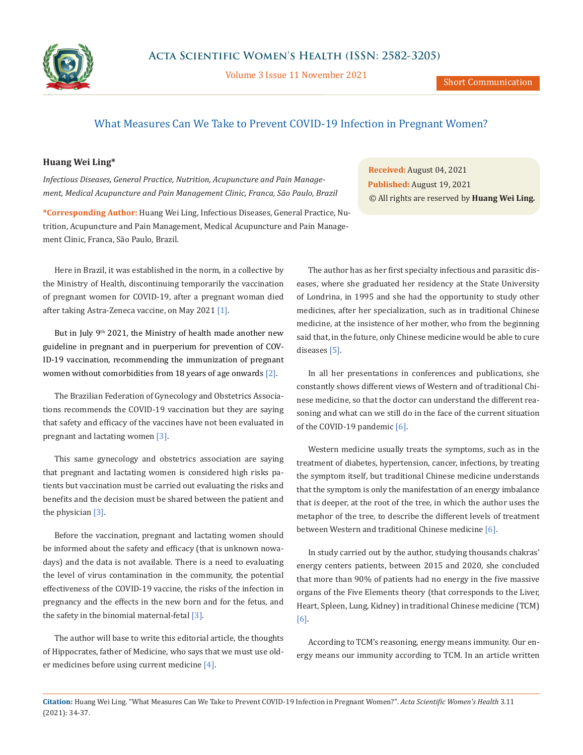# What Measures Can We Take to Prevent COVID-19 Infection in Pregnant Women?

**Huang Wei Ling***

*Infectious Diseases, General Practice, Nutrition, Acupuncture and Pain Management, Medical Acupuncture and Pain Management Clinic, Franca, São Paulo, Brazil*

***Corresponding Author:** Huang Wei Ling, Infectious Diseases, General Practice, Nutrition, Acupuncture and Pain Management, Medical Acupuncture and Pain Management Clinic, Franca, São Paulo, Brazil.

**Received:** August 04, 2021
**Published:** August 19, 2021
© All rights are reserved by **Huang Wei Ling.**

Here in Brazil, it was established in the norm, in a collective by the Ministry of Health, discontinuing temporarily the vaccination of pregnant women for COVID-19, after a pregnant woman died after taking Astra-Zeneca vaccine, on May 2021 [1].

But in July 9th 2021, the Ministry of health made another new guideline in pregnant and in puerperium for prevention of COVID-19 vaccination, recommending the immunization of pregnant women without comorbidities from 18 years of age onwards [2].

The Brazilian Federation of Gynecology and Obstetrics Associations recommends the COVID-19 vaccination but they are saying that safety and efficacy of the vaccines have not been evaluated in pregnant and lactating women [3].

This same gynecology and obstetrics association are saying that pregnant and lactating women is considered high risks patients but vaccination must be carried out evaluating the risks and benefits and the decision must be shared between the patient and the physician [3].

Before the vaccination, pregnant and lactating women should be informed about the safety and efficacy (that is unknown nowadays) and the data is not available. There is a need to evaluating the level of virus contamination in the community, the potential effectiveness of the COVID-19 vaccine, the risks of the infection in pregnancy and the effects in the new born and for the fetus, and the safety in the binomial maternal-fetal [3].

The author will base to write this editorial article, the thoughts of Hippocrates, father of Medicine, who says that we must use older medicines before using current medicine [4].

The author has as her first specialty infectious and parasitic diseases, where she graduated her residency at the State University of Londrina, in 1995 and she had the opportunity to study other medicines, after her specialization, such as in traditional Chinese medicine, at the insistence of her mother, who from the beginning said that, in the future, only Chinese medicine would be able to cure diseases [5].

In all her presentations in conferences and publications, she constantly shows different views of Western and of traditional Chinese medicine, so that the doctor can understand the different reasoning and what can we still do in the face of the current situation of the COVID-19 pandemic [6].

Western medicine usually treats the symptoms, such as in the treatment of diabetes, hypertension, cancer, infections, by treating the symptom itself, but traditional Chinese medicine understands that the symptom is only the manifestation of an energy imbalance that is deeper, at the root of the tree, in which the author uses the metaphor of the tree, to describe the different levels of treatment between Western and traditional Chinese medicine [6].

In study carried out by the author, studying thousands chakras' energy centers patients, between 2015 and 2020, she concluded that more than 90% of patients had no energy in the five massive organs of the Five Elements theory (that corresponds to the Liver, Heart, Spleen, Lung, Kidney) in traditional Chinese medicine (TCM) [6].

According to TCM's reasoning, energy means immunity. Our energy means our immunity according to TCM. In an article written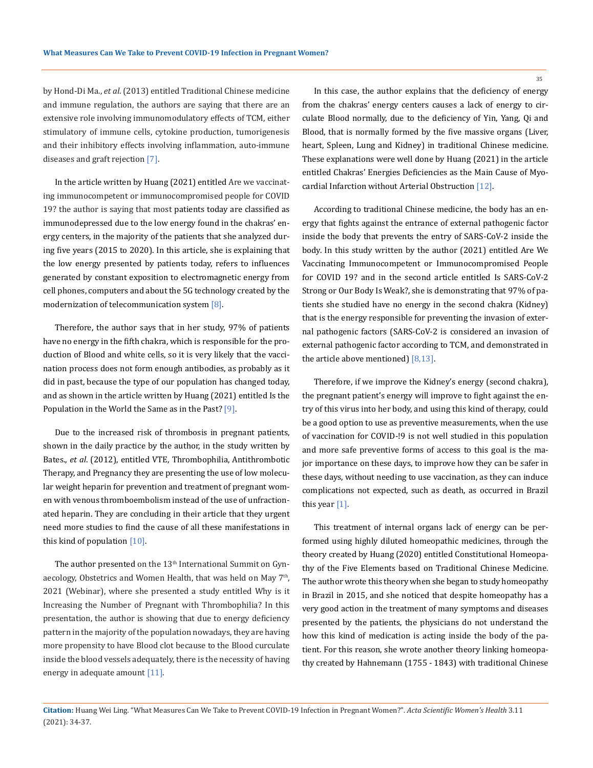by Hond-Di Ma., *et al*. (2013) entitled Traditional Chinese medicine and immune regulation, the authors are saying that there are an extensive role involving immunomodulatory effects of TCM, either stimulatory of immune cells, cytokine production, tumorigenesis and their inhibitory effects involving inflammation, auto-immune diseases and graft rejection [7].

In the article written by Huang (2021) entitled Are we vaccinating immunocompetent or immunocompromised people for COVID 19? the author is saying that most patients today are classified as immunodepressed due to the low energy found in the chakras' energy centers, in the majority of the patients that she analyzed during five years (2015 to 2020). In this article, she is explaining that the low energy presented by patients today, refers to influences generated by constant exposition to electromagnetic energy from cell phones, computers and about the 5G technology created by the modernization of telecommunication system [8].

Therefore, the author says that in her study, 97% of patients have no energy in the fifth chakra, which is responsible for the production of Blood and white cells, so it is very likely that the vaccination process does not form enough antibodies, as probably as it did in past, because the type of our population has changed today, and as shown in the article written by Huang (2021) entitled Is the Population in the World the Same as in the Past? [9].

Due to the increased risk of thrombosis in pregnant patients, shown in the daily practice by the author, in the study written by Bates., *et al*. (2012), entitled VTE, Thrombophilia, Antithrombotic Therapy, and Pregnancy they are presenting the use of low molecular weight heparin for prevention and treatment of pregnant women with venous thromboembolism instead of the use of unfractionated heparin. They are concluding in their article that they urgent need more studies to find the cause of all these manifestations in this kind of population [10].

The author presented on the 13th International Summit on Gynaecology, Obstetrics and Women Health, that was held on May 7th, 2021 (Webinar), where she presented a study entitled Why is it Increasing the Number of Pregnant with Thrombophilia? In this presentation, the author is showing that due to energy deficiency pattern in the majority of the population nowadays, they are having more propensity to have Blood clot because to the Blood curculate inside the blood vessels adequately, there is the necessity of having energy in adequate amount [11].

In this case, the author explains that the deficiency of energy from the chakras' energy centers causes a lack of energy to circulate Blood normally, due to the deficiency of Yin, Yang, Qi and Blood, that is normally formed by the five massive organs (Liver, heart, Spleen, Lung and Kidney) in traditional Chinese medicine. These explanations were well done by Huang (2021) in the article entitled Chakras' Energies Deficiencies as the Main Cause of Myocardial Infarction without Arterial Obstruction [12].

According to traditional Chinese medicine, the body has an energy that fights against the entrance of external pathogenic factor inside the body that prevents the entry of SARS-CoV-2 inside the body. In this study written by the author (2021) entitled Are We Vaccinating Immunocompetent or Immunocompromised People for COVID 19? and in the second article entitled Is SARS-CoV-2 Strong or Our Body Is Weak?, she is demonstrating that 97% of patients she studied have no energy in the second chakra (Kidney) that is the energy responsible for preventing the invasion of external pathogenic factors (SARS-CoV-2 is considered an invasion of external pathogenic factor according to TCM, and demonstrated in the article above mentioned) [8,13].

Therefore, if we improve the Kidney's energy (second chakra), the pregnant patient's energy will improve to fight against the entry of this virus into her body, and using this kind of therapy, could be a good option to use as preventive measurements, when the use of vaccination for COVID-!9 is not well studied in this population and more safe preventive forms of access to this goal is the major importance on these days, to improve how they can be safer in these days, without needing to use vaccination, as they can induce complications not expected, such as death, as occurred in Brazil this year [1].

This treatment of internal organs lack of energy can be performed using highly diluted homeopathic medicines, through the theory created by Huang (2020) entitled Constitutional Homeopathy of the Five Elements based on Traditional Chinese Medicine. The author wrote this theory when she began to study homeopathy in Brazil in 2015, and she noticed that despite homeopathy has a very good action in the treatment of many symptoms and diseases presented by the patients, the physicians do not understand the how this kind of medication is acting inside the body of the patient. For this reason, she wrote another theory linking homeopathy created by Hahnemann (1755 - 1843) with traditional Chinese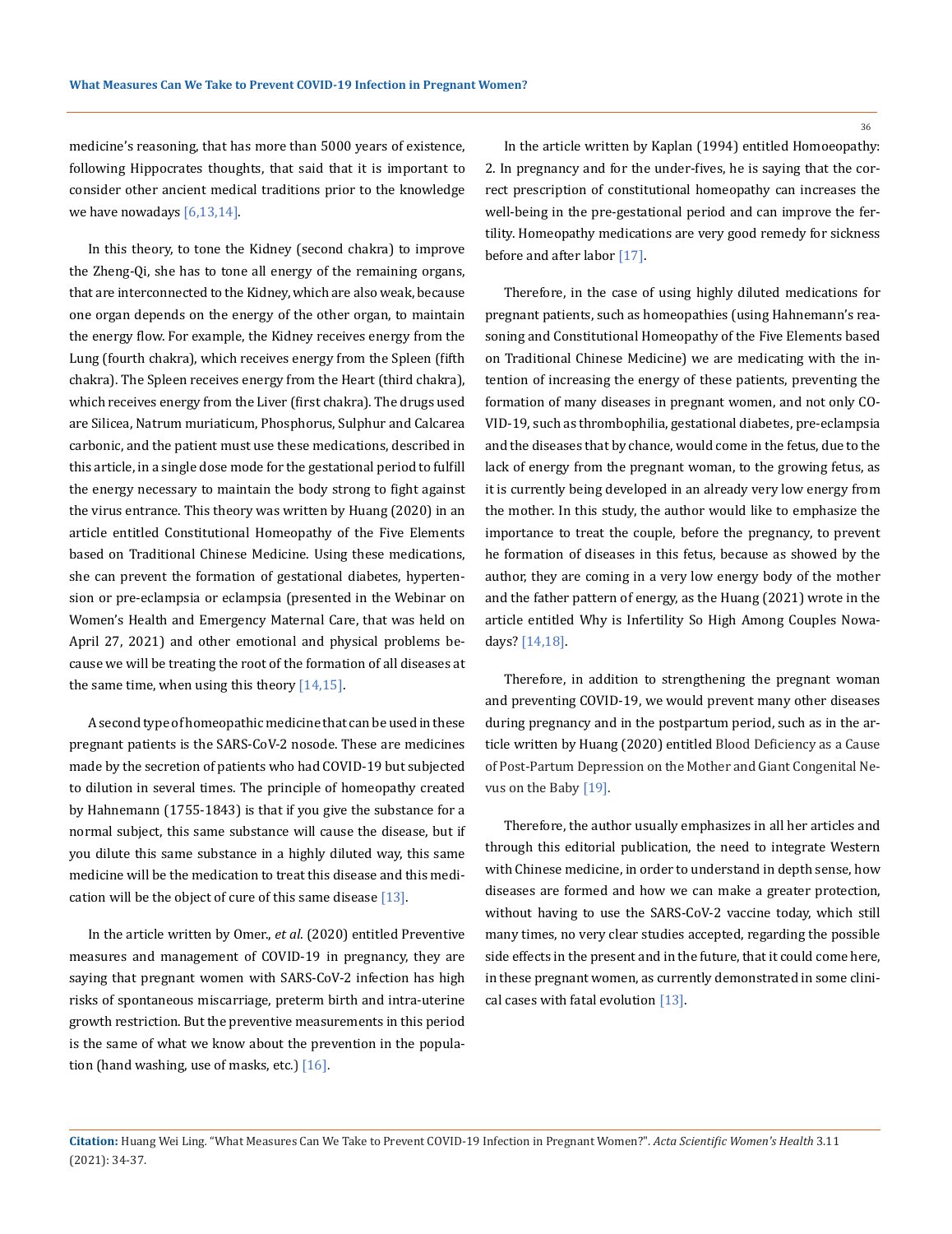medicine's reasoning, that has more than 5000 years of existence, following Hippocrates thoughts, that said that it is important to consider other ancient medical traditions prior to the knowledge we have nowadays [6,13,14].

In this theory, to tone the Kidney (second chakra) to improve the Zheng-Qi, she has to tone all energy of the remaining organs, that are interconnected to the Kidney, which are also weak, because one organ depends on the energy of the other organ, to maintain the energy flow. For example, the Kidney receives energy from the Lung (fourth chakra), which receives energy from the Spleen (fifth chakra). The Spleen receives energy from the Heart (third chakra), which receives energy from the Liver (first chakra). The drugs used are Silicea, Natrum muriaticum, Phosphorus, Sulphur and Calcarea carbonic, and the patient must use these medications, described in this article, in a single dose mode for the gestational period to fulfill the energy necessary to maintain the body strong to fight against the virus entrance. This theory was written by Huang (2020) in an article entitled Constitutional Homeopathy of the Five Elements based on Traditional Chinese Medicine. Using these medications, she can prevent the formation of gestational diabetes, hypertension or pre-eclampsia or eclampsia (presented in the Webinar on Women's Health and Emergency Maternal Care, that was held on April 27, 2021) and other emotional and physical problems because we will be treating the root of the formation of all diseases at the same time, when using this theory [14,15].

A second type of homeopathic medicine that can be used in these pregnant patients is the SARS-CoV-2 nosode. These are medicines made by the secretion of patients who had COVID-19 but subjected to dilution in several times. The principle of homeopathy created by Hahnemann (1755-1843) is that if you give the substance for a normal subject, this same substance will cause the disease, but if you dilute this same substance in a highly diluted way, this same medicine will be the medication to treat this disease and this medication will be the object of cure of this same disease [13].

In the article written by Omer., *et al*. (2020) entitled Preventive measures and management of COVID-19 in pregnancy, they are saying that pregnant women with SARS-CoV-2 infection has high risks of spontaneous miscarriage, preterm birth and intra-uterine growth restriction. But the preventive measurements in this period is the same of what we know about the prevention in the population (hand washing, use of masks, etc.) [16].

In the article written by Kaplan (1994) entitled Homoeopathy: 2. In pregnancy and for the under-fives, he is saying that the correct prescription of constitutional homeopathy can increases the well-being in the pre-gestational period and can improve the fertility. Homeopathy medications are very good remedy for sickness before and after labor [17].

Therefore, in the case of using highly diluted medications for pregnant patients, such as homeopathies (using Hahnemann's reasoning and Constitutional Homeopathy of the Five Elements based on Traditional Chinese Medicine) we are medicating with the intention of increasing the energy of these patients, preventing the formation of many diseases in pregnant women, and not only COVID-19, such as thrombophilia, gestational diabetes, pre-eclampsia and the diseases that by chance, would come in the fetus, due to the lack of energy from the pregnant woman, to the growing fetus, as it is currently being developed in an already very low energy from the mother. In this study, the author would like to emphasize the importance to treat the couple, before the pregnancy, to prevent he formation of diseases in this fetus, because as showed by the author, they are coming in a very low energy body of the mother and the father pattern of energy, as the Huang (2021) wrote in the article entitled Why is Infertility So High Among Couples Nowadays? [14,18].

Therefore, in addition to strengthening the pregnant woman and preventing COVID-19, we would prevent many other diseases during pregnancy and in the postpartum period, such as in the article written by Huang (2020) entitled Blood Deficiency as a Cause of Post-Partum Depression on the Mother and Giant Congenital Nevus on the Baby [19].

Therefore, the author usually emphasizes in all her articles and through this editorial publication, the need to integrate Western with Chinese medicine, in order to understand in depth sense, how diseases are formed and how we can make a greater protection, without having to use the SARS-CoV-2 vaccine today, which still many times, no very clear studies accepted, regarding the possible side effects in the present and in the future, that it could come here, in these pregnant women, as currently demonstrated in some clinical cases with fatal evolution [13].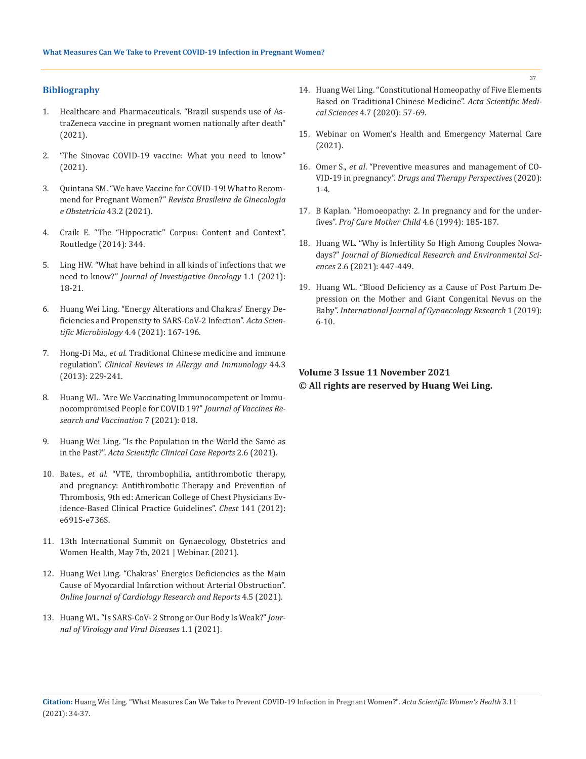## Bibliography

1. Healthcare and Pharmaceuticals. "Brazil suspends use of AstraZeneca vaccine in pregnant women nationally after death" (2021).

2. "The Sinovac COVID-19 vaccine: What you need to know" (2021).

3. Quintana SM. "We have Vaccine for COVID-19! What to Recommend for Pregnant Women?" *Revista Brasileira de Ginecologia e Obstetrícia* 43.2 (2021).

4. Craik E. "The "Hippocratic" Corpus: Content and Context". Routledge (2014): 344.

5. Ling HW. "What have behind in all kinds of infections that we need to know?" *Journal of Investigative Oncology* 1.1 (2021): 18-21.

6. Huang Wei Ling. "Energy Alterations and Chakras' Energy Deficiencies and Propensity to SARS-CoV-2 Infection". *Acta Scientific Microbiology* 4.4 (2021): 167-196.

7. Hong-Di Ma., *et al*. Traditional Chinese medicine and immune regulation". *Clinical Reviews in Allergy and Immunology* 44.3 (2013): 229-241.

8. Huang WL. "Are We Vaccinating Immunocompetent or Immunocompromised People for COVID 19?" *Journal of Vaccines Research and Vaccination* 7 (2021): 018.

9. Huang Wei Ling. "Is the Population in the World the Same as in the Past?". *Acta Scientific Clinical Case Reports* 2.6 (2021).

10. Bates., *et al*. "VTE, thrombophilia, antithrombotic therapy, and pregnancy: Antithrombotic Therapy and Prevention of Thrombosis, 9th ed: American College of Chest Physicians Evidence-Based Clinical Practice Guidelines". *Chest* 141 (2012): e691S-e736S.

11. 13th International Summit on Gynaecology, Obstetrics and Women Health, May 7th, 2021 | Webinar. (2021).

12. Huang Wei Ling. "Chakras' Energies Deficiencies as the Main Cause of Myocardial Infarction without Arterial Obstruction". *Online Journal of Cardiology Research and Reports* 4.5 (2021).

13. Huang WL. "Is SARS-CoV- 2 Strong or Our Body Is Weak?" *Journal of Virology and Viral Diseases* 1.1 (2021).

14. Huang Wei Ling. "Constitutional Homeopathy of Five Elements Based on Traditional Chinese Medicine". *Acta Scientific Medical Sciences* 4.7 (2020): 57-69.

15. Webinar on Women's Health and Emergency Maternal Care (2021).

16. Omer S., *et al*. "Preventive measures and management of COVID-19 in pregnancy". *Drugs and Therapy Perspectives* (2020): 1-4.

17. B Kaplan. "Homoeopathy: 2. In pregnancy and for the under-fives". *Prof Care Mother Child* 4.6 (1994): 185-187.

18. Huang WL. "Why is Infertility So High Among Couples Nowadays?" *Journal of Biomedical Research and Environmental Sciences* 2.6 (2021): 447-449.

19. Huang WL. "Blood Deficiency as a Cause of Post Partum Depression on the Mother and Giant Congenital Nevus on the Baby". *International Journal of Gynaecology Research* 1 (2019): 6-10.

**Volume 3 Issue 11 November 2021**
**© All rights are reserved by Huang Wei Ling.**